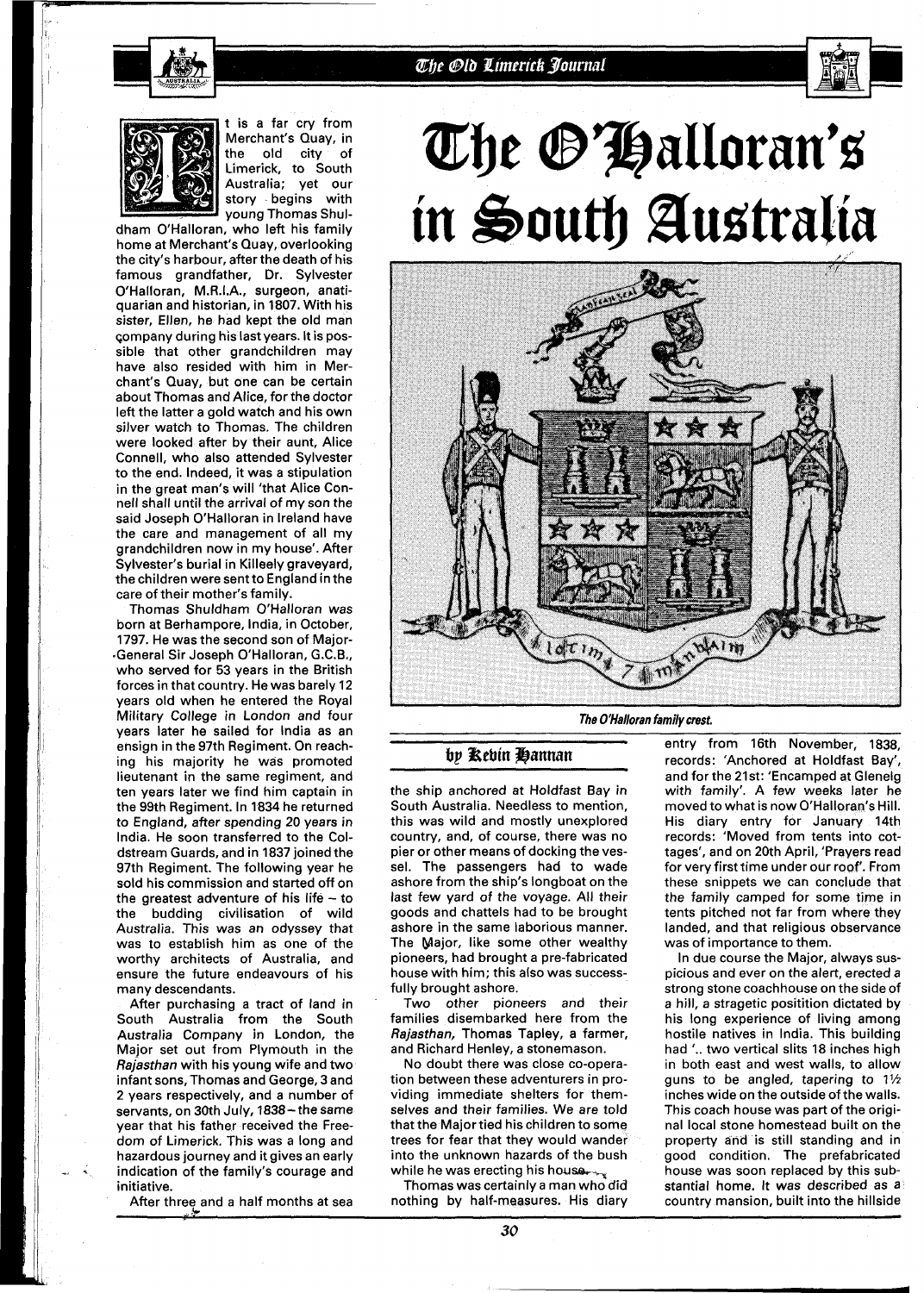# The O'Halloran's in South Australia

It is a far cry from Merchant's Quay, in the old city of Limerick, to South Australia; yet our story begins with young Thomas Shuldham O'Halloran, who left his family home at Merchant's Quay, overlooking the city's harbour, after the death of his famous grandfather, Dr. Sylvester O'Halloran, M.R.I.A., surgeon, antiquarian and historian, in 1807. With his sister, Ellen, he had kept the old man company during his last years. It is possible that other grandchildren may have also resided with him in Merchant's Quay, but one can be certain about Thomas and Alice, for the doctor left the latter a gold watch and his own silver watch to Thomas. The children were looked after by their aunt, Alice Connell, who also attended Sylvester to the end. Indeed, it was a stipulation in the great man's will 'that Alice Connell shall until the arrival of my son the said Joseph O'Halloran in Ireland have the care and management of all my grandchildren now in my house'. After Sylvester's burial in Killeely graveyard, the children were sent to England in the care of their mother's family.

Thomas Shuldham O'Halloran was born at Berhampore, India, in October, 1797. He was the second son of Major-General Sir Joseph O'Halloran, G.C.B., who served for 53 years in the British forces in that country. He was barely 12 years old when he entered the Royal Military College in London and four years later he sailed for India as an ensign in the 97th Regiment. On reaching his majority he was promoted lieutenant in the same regiment, and ten years later we find him captain in the 99th Regiment. In 1834 he returned to England, after spending 20 years in India. He soon transferred to the Coldstream Guards, and in 1837 joined the 97th Regiment. The following year he sold his commission and started off on the greatest adventure of his life – to the budding civilisation of wild Australia. This was an odyssey that was to establish him as one of the worthy architects of Australia, and ensure the future endeavours of his many descendants.

After purchasing a tract of land in South Australia from the South Australia Company in London, the Major set out from Plymouth in the *Rajasthan* with his young wife and two infant sons, Thomas and George, 3 and 2 years respectively, and a number of servants, on 30th July, 1838 – the same year that his father received the Freedom of Limerick. This was a long and hazardous journey and it gives an early indication of the family's courage and initiative.

After three and a half months at sea

*The O'Halloran family crest.*

**by Kevin Hannan**

the ship anchored at Holdfast Bay in South Australia. Needless to mention, this was wild and mostly unexplored country, and, of course, there was no pier or other means of docking the vessel. The passengers had to wade ashore from the ship's longboat on the last few yard of the voyage. All their goods and chattels had to be brought ashore in the same laborious manner. The Major, like some other wealthy pioneers, had brought a pre-fabricated house with him; this also was successfully brought ashore.

Two other pioneers and their families disembarked here from the *Rajasthan*, Thomas Tapley, a farmer, and Richard Henley, a stonemason.

No doubt there was close co-operation between these adventurers in providing immediate shelters for themselves and their families. We are told that the Major tied his children to some trees for fear that they would wander into the unknown hazards of the bush while he was erecting his house.

Thomas was certainly a man who did nothing by half-measures. His diary entry from 16th November, 1838, records: 'Anchored at Holdfast Bay', and for the 21st: 'Encamped at Glenelg with family'. A few weeks later he moved to what is now O'Halloran's Hill. His diary entry for January 14th records: 'Moved from tents into cottages', and on 20th April, 'Prayers read for very first time under our roof'. From these snippets we can conclude that the family camped for some time in tents pitched not far from where they landed, and that religious observance was of importance to them.

In due course the Major, always suspicious and ever on the alert, erected a strong stone coachhouse on the side of a hill, a stragetic posititior dictated by his long experience of living among hostile natives in India. This building had '.. two vertical slits 18 inches high in both east and west walls, to allow guns to be angled, tapering to 1½ inches wide on the outside of the walls. This coach house was part of the original local stone homestead built on the property and is still standing and in good condition. The prefabricated house was soon replaced by this substantial home. It was described as a country mansion, built into the hillside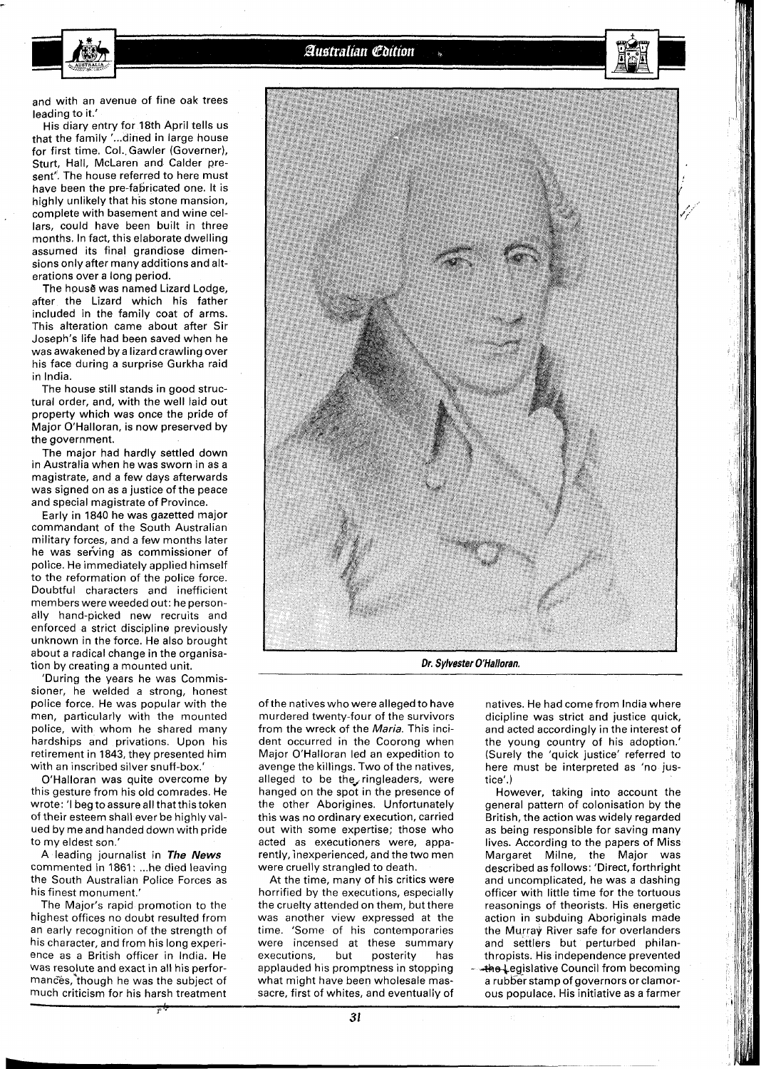and with an avenue of fine oak trees leading to it.'

His diary entry for 18th April tells us that the family '...dined in large house for first time. Col. Gawler (Governer), Sturt, Hall, McLaren and Calder present'. The house referred to here must have been the pre-fabricated one. It is highly unlikely that his stone mansion, complete with basement and wine cellars, could have been built in three months. In fact, this elaborate dwelling assumed its final grandiose dimensions only after many additions and alterations over a long period.

The house was named Lizard Lodge, after the Lizard which his father included in the family coat of arms. This alteration came about after Sir Joseph's life had been saved when he was awakened by a lizard crawling over his face during a surprise Gurkha raid in India.

The house still stands in good structural order, and, with the well laid out property which was once the pride of Major O'Halloran, is now preserved by the government.

The major had hardly settled down in Australia when he was sworn in as a magistrate, and a few days afterwards was signed on as a justice of the peace and special magistrate of Province.

Early in 1840 he was gazetted major commandant of the South Australian military forces, and a few months later he was serving as commissioner of police. He immediately applied himself to the reformation of the police force. Doubtful characters and inefficient members were weeded out: he personally hand-picked new recruits and enforced a strict discipline previously unknown in the force. He also brought about a radical change in the organisation by creating a mounted unit.

'During the years he was Commissioner, he welded a strong, honest police force. He was popular with the men, particularly with the mounted police, with whom he shared many hardships and privations. Upon his retirement in 1843, they presented him with an inscribed silver snuff-box.'

O'Halloran was quite overcome by this gesture from his old comrades. He wrote: 'I beg to assure all that this token of their esteem shall ever be highly valued by me and handed down with pride to my eldest son.'

A leading journalist in ***The News*** commented in 1861: ...he died leaving the South Australian Police Forces as his finest monument.'

The Major's rapid promotion to the highest offices no doubt resulted from an early recognition of the strength of his character, and from his long experience as a British officer in India. He was resolute and exact in all his performances, though he was the subject of much criticism for his harsh treatment of the natives who were alleged to have murdered twenty-four of the survivors from the wreck of the *Maria*. This incident occurred in the Coorong when Major O'Halloran led an expedition to avenge the killings. Two of the natives, alleged to be the ringleaders, were hanged on the spot in the presence of the other Aborigines. Unfortunately this was no ordinary execution, carried out with some expertise; those who acted as executioners were, apparently, inexperienced, and the two men were cruelly strangled to death.

At the time, many of his critics were horrified by the executions, especially the cruelty attended on them, but there was another view expressed at the time. 'Some of his contemporaries were incensed at these summary executions, but posterity has applauded his promptness in stopping what might have been wholesale massacre, first of whites, and eventually of natives. He had come from India where dicipline was strict and justice quick, and acted accordingly in the interest of the young country of his adoption.' (Surely the 'quick justice' referred to here must be interpreted as 'no justice'.)

However, taking into account the general pattern of colonisation by the British, the action was widely regarded as being responsible for saving many lives. According to the papers of Miss Margaret Milne, the Major was described as follows: 'Direct, forthright and uncomplicated, he was a dashing officer with little time for the tortuous reasonings of theorists. His energetic action in subduing Aboriginals made the Murray River safe for overlanders and settlers but perturbed philanthropists. His independence prevented the Legislative Council from becoming a rubber stamp of governors or clamorous populace. His initiative as a farmer

**Dr. Sylvester O'Halloran.**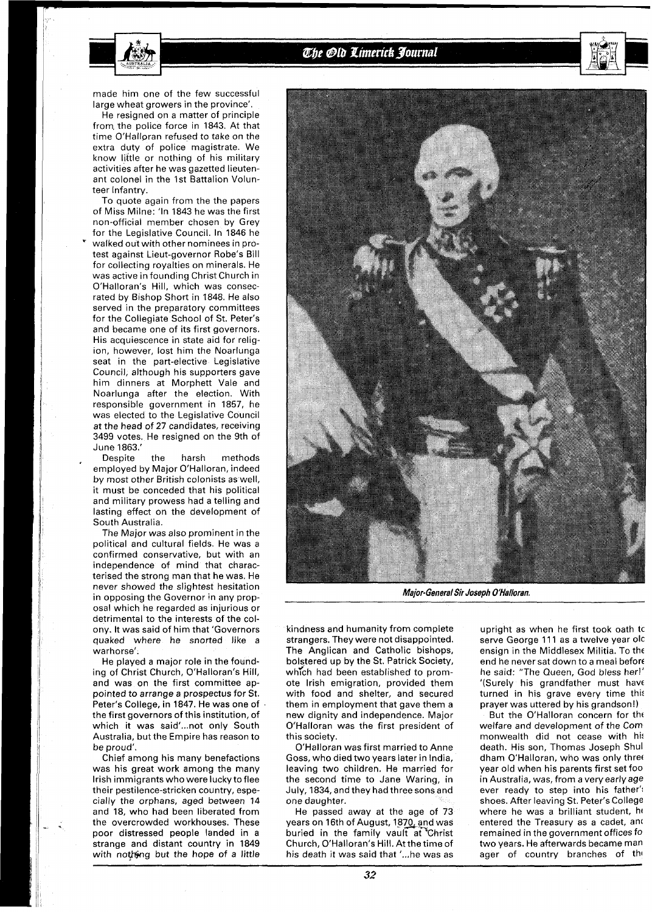made him one of the few successful large wheat growers in the province'.

He resigned on a matter of principle from the police force in 1843. At that time O'Halloran refused to take on the extra duty of police magistrate. We know little or nothing of his military activities after he was gazetted lieutenant colonel in the 1st Battalion Volunteer Infantry.

To quote again from the the papers of Miss Milne: 'In 1843 he was the first non-official member chosen by Grey for the Legislative Council. In 1846 he walked out with other nominees in protest against Lieut-governor Robe's Bill for collecting royalties on minerals. He was active in founding Christ Church in O'Halloran's Hill, which was consecrated by Bishop Short in 1848. He also served in the preparatory committees for the Collegiate School of St. Peter's and became one of its first governors. His acquiescence in state aid for religion, however, lost him the Noarlunga seat in the part-elective Legislative Council, although his supporters gave him dinners at Morphett Vale and Noarlunga after the election. With responsible government in 1857, he was elected to the Legislative Council at the head of 27 candidates, receiving 3499 votes. He resigned on the 9th of June 1863.'

Despite the harsh methods employed by Major O'Halloran, indeed by most other British colonists as well, it must be conceded that his political and military prowess had a telling and lasting effect on the development of South Australia.

The Major was also prominent in the political and cultural fields. He was a confirmed conservative, but with an independence of mind that characterised the strong man that he was. He never showed the slightest hesitation in opposing the Governor in any proposal which he regarded as injurious or detrimental to the interests of the colony. It was said of him that 'Governors quaked where he snorted like a warhorse'.

He played a major role in the founding of Christ Church, O'Halloran's Hill, and was on the first committee appointed to arrange a prospectus for St. Peter's College, in 1847. He was one of the first governors of this institution, of which it was said'...not only South Australia, but the Empire has reason to be proud'.

Chief among his many benefactions was his great work among the many Irish immigrants who were lucky to flee their pestilence-stricken country, especially the orphans, aged between 14 and 18, who had been liberated from the overcrowded workhouses. These poor distressed people landed in a strange and distant country in 1849 with nothing but the hope of a little kindness and humanity from complete strangers. They were not disappointed. The Anglican and Catholic bishops, bolstered up by the St. Patrick Society, which had been established to promote Irish emigration, provided them with food and shelter, and secured them in employment that gave them a new dignity and independence. Major O'Halloran was the first president of this society.

*Major-General Sir Joseph O'Halloran.*

O'Halloran was first married to Anne Goss, who died two years later in India, leaving two children. He married for the second time to Jane Waring, in July, 1834, and they had three sons and one daughter.

He passed away at the age of 73 years on 16th of August, 1870, and was buried in the family vault at Christ Church, O'Halloran's Hill. At the time of his death it was said that '...he was as upright as when he first took oath to serve George 111 as a twelve year old ensign in the Middlesex Militia. To the end he never sat down to a meal before he said: "The Queen, God bless her!" '(Surely his grandfather must have turned in his grave every time this prayer was uttered by his grandson!)

But the O'Halloran concern for the welfare and development of the Commonwealth did not cease with his death. His son, Thomas Joseph Shuldham O'Halloran, who was only three year old when his parents first set foot in Australia, was, from a very early age ever ready to step into his father's shoes. After leaving St. Peter's College where he was a brilliant student, he entered the Treasury as a cadet, and remained in the government offices for two years. He afterwards became manager of country branches of the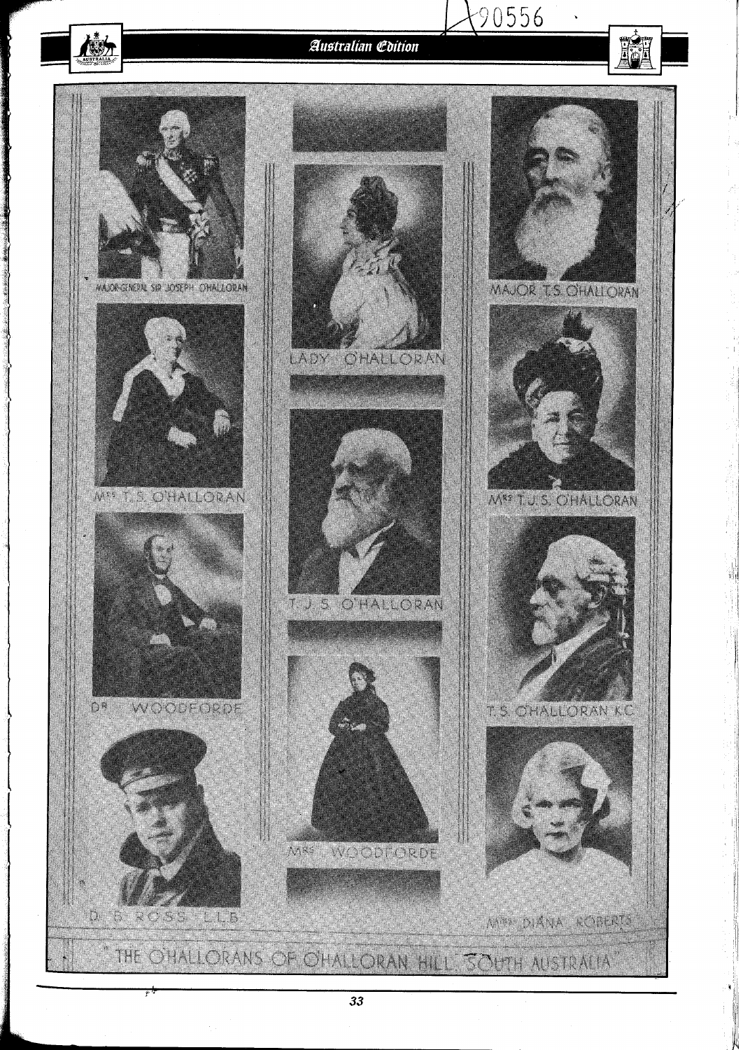# THE O'HALLORANS OF O'HALLORAN HILL SOUTH AUSTRALIA

MAJOR-GENERAL SIR JOSEPH O'HALLORAN

LADY O'HALLORAN

MAJOR T.S. O'HALLORAN

MRS T.S. O'HALLORAN

T.J.S. O'HALLORAN

MRS T.J.S. O'HALLORAN

DR WOODFORDE

T.S. O'HALLORAN K.C.

MRS WOODFORDE

D. D. ROSS L.L.B.

MISS DIANA ROBERTS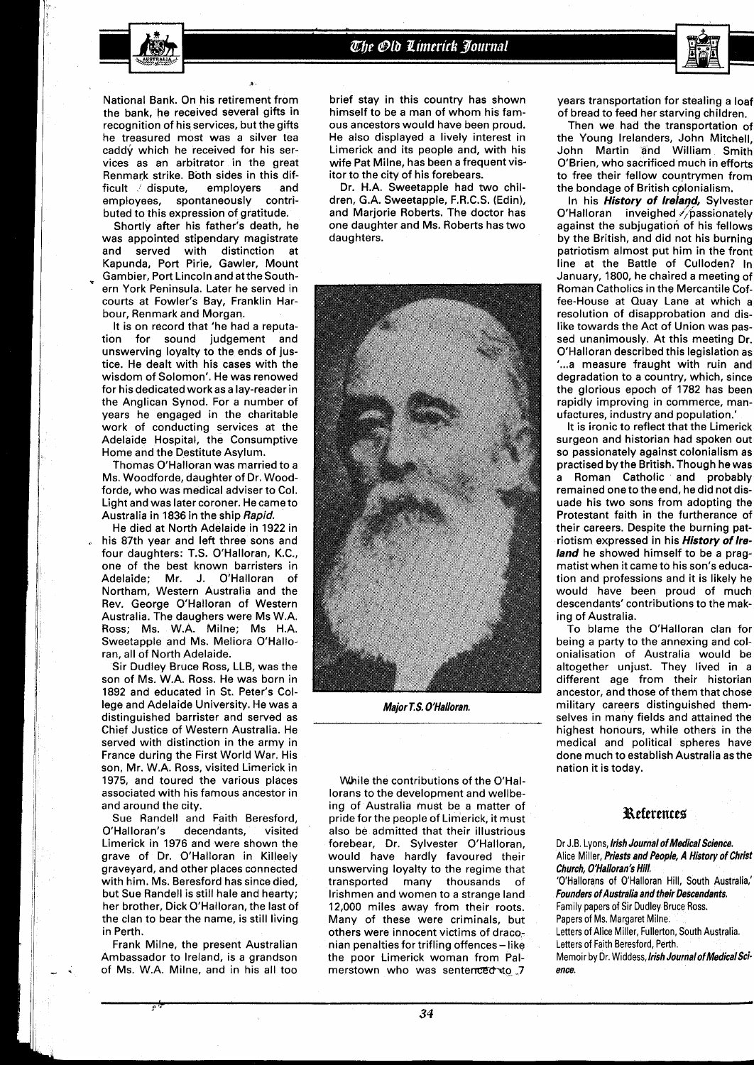National Bank. On his retirement from the bank, he received several gifts in recognition of his services, but the gifts he treasured most was a silver tea caddy which he received for his services as an arbitrator in the great Renmark strike. Both sides in this difficult dispute, employers and employees, spontaneously contributed to this expression of gratitude.

Shortly after his father's death, he was appointed stipendary magistrate and served with distinction at Kapunda, Port Pirie, Gawler, Mount Gambier, Port Lincoln and at the Southern York Peninsula. Later he served in courts at Fowler's Bay, Franklin Harbour, Renmark and Morgan.

It is on record that 'he had a reputation for sound judgement and unswerving loyalty to the ends of justice. He dealt with his cases with the wisdom of Solomon'. He was renowed for his dedicated work as a lay-reader in the Anglican Synod. For a number of years he engaged in the charitable work of conducting services at the Adelaide Hospital, the Consumptive Home and the Destitute Asylum.

Thomas O'Halloran was married to a Ms. Woodforde, daughter of Dr. Woodforde, who was medical adviser to Col. Light and was later coroner. He came to Australia in 1836 in the ship *Rapid.*

He died at North Adelaide in 1922 in his 87th year and left three sons and four daughters: T.S. O'Halloran, K.C., one of the best known barristers in Adelaide; Mr. J. O'Halloran of Northam, Western Australia and the Rev. George O'Halloran of Western Australia. The daughers were Ms W.A. Ross; Ms. W.A. Milne; Ms H.A. Sweetapple and Ms. Meliora O'Halloran, all of North Adelaide.

Sir Dudley Bruce Ross, LLB, was the son of Ms. W.A. Ross. He was born in 1892 and educated in St. Peter's College and Adelaide University. He was a distinguished barrister and served as Chief Justice of Western Australia. He served with distinction in the army in France during the First World War. His son, Mr. W.A. Ross, visited Limerick in 1975, and toured the various places associated with his famous ancestor in and around the city.

Sue Randell and Faith Beresford, O'Halloran's decendants, visited Limerick in 1976 and were shown the grave of Dr. O'Halloran in Killeely graveyard, and other places connected with him. Ms. Beresford has since died, but Sue Randell is still hale and hearty; her brother, Dick O'Halloran, the last of the clan to bear the name, is still living in Perth.

Frank Milne, the present Australian Ambassador to Ireland, is a grandson of Ms. W.A. Milne, and in his all too brief stay in this country has shown himself to be a man of whom his famous ancestors would have been proud. He also displayed a lively interest in Limerick and its people and, with his wife Pat Milne, has been a frequent visitor to the city of his forebears.

Dr. H.A. Sweetapple had two children, G.A. Sweetapple, F.R.C.S. (Edin), and Marjorie Roberts. The doctor has one daughter and Ms. Roberts has two daughters.

*Major T.S. O'Halloran.*

While the contributions of the O'Hallorans to the development and wellbeing of Australia must be a matter of pride for the people of Limerick, it must also be admitted that their illustrious forebear, Dr. Sylvester O'Halloran, would have hardly favoured their unswerving loyalty to the regime that transported many thousands of Irishmen and women to a strange land 12,000 miles away from their roots. Many of these were criminals, but others were innocent victims of draconian penalties for trifling offences – like the poor Limerick woman from Palmerstown who was sentenced to 7 years transportation for stealing a loaf of bread to feed her starving children.

Then we had the transportation of the Young Irelanders, John Mitchell, John Martin and William Smith O'Brien, who sacrificed much in efforts to free their fellow countrymen from the bondage of British colonialism.

In his ***History of Ireland,*** Sylvester O'Halloran inveighed passionately against the subjugation of his fellows by the British, and did not his burning patriotism almost put him in the front line at the Battle of Culloden? In January, 1800, he chaired a meeting of Roman Catholics in the Mercantile Coffee-House at Quay Lane at which a resolution of disapprobation and dislike towards the Act of Union was passed unanimously. At this meeting Dr. O'Halloran described this legislation as '...a measure fraught with ruin and degradation to a country, which, since the glorious epoch of 1782 has been rapidly improving in commerce, manufactures, industry and population.'

It is ironic to reflect that the Limerick surgeon and historian had spoken out so passionately against colonialism as practised by the British. Though he was a Roman Catholic and probably remained one to the end, he did not dissuade his two sons from adopting the Protestant faith in the furtherance of their careers. Despite the burning patriotism expressed in his ***History of Ireland*** he showed himself to be a pragmatist when it came to his son's education and professions and it is likely he would have been proud of much descendants' contributions to the making of Australia.

To blame the O'Halloran clan for being a party to the annexing and colonialisation of Australia would be altogether unjust. They lived in a different age from their historian ancestor, and those of them that chose military careers distinguished themselves in many fields and attained the highest honours, while others in the medical and political spheres have done much to establish Australia as the nation it is today.

## References

Dr J.B. Lyons, ***Irish Journal of Medical Science.***
Alice Miller, ***Priests and People, A History of Christ Church, O'Halloran's Hill.***
'O'Hallorans of O'Halloran Hill, South Australia,' ***Founders of Australia and their Descendants.***
Family papers of Sir Dudley Bruce Ross.
Papers of Ms. Margaret Milne.
Letters of Alice Miller, Fullerton, South Australia.
Letters of Faith Beresford, Perth.
Memoir by Dr. Widdess, ***Irish Journal of Medical Science.***